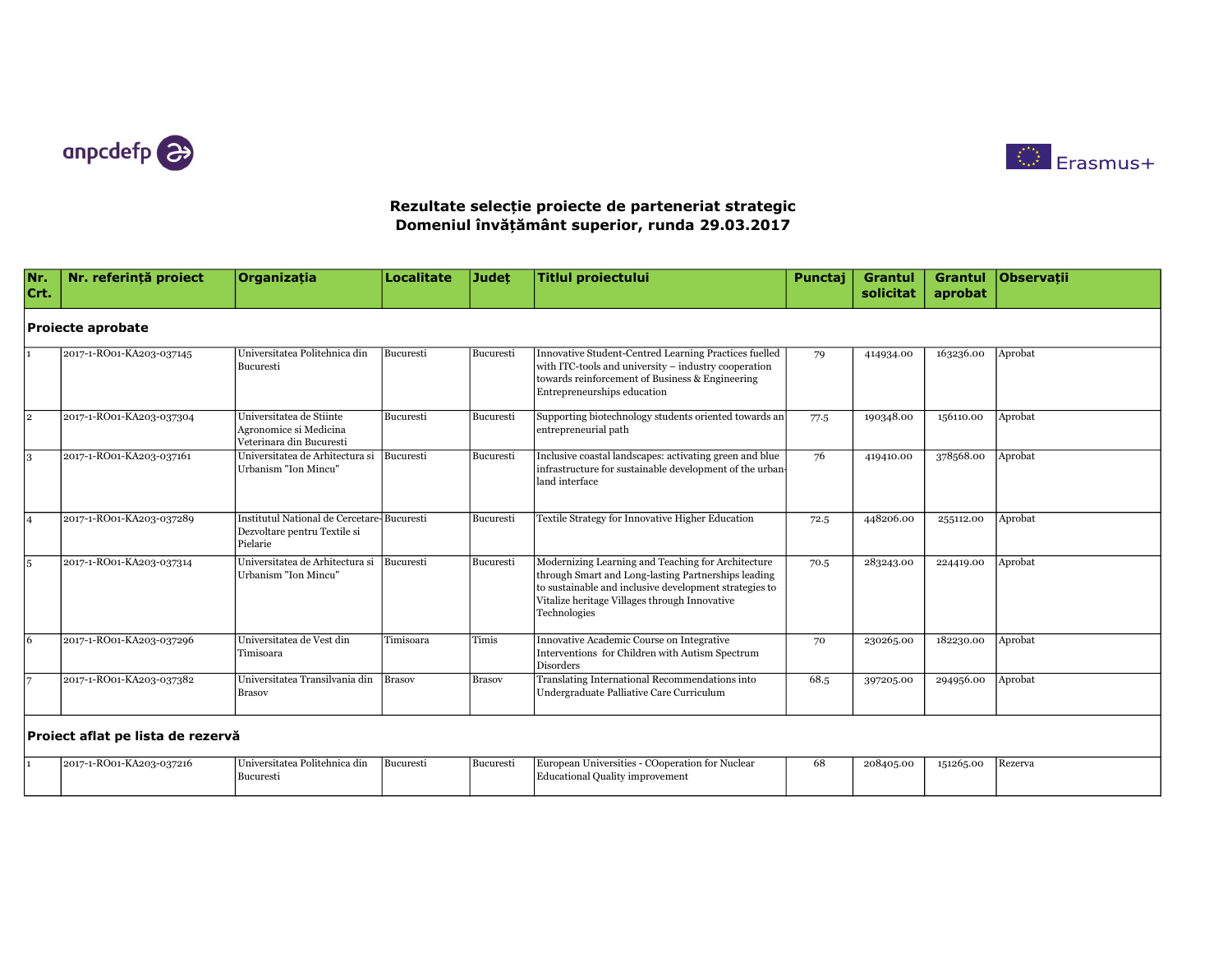anpcdefp

Erasmus+

## Rezultate selecție proiecte de parteneriat strategic
## Domeniul învățământ superior, runda 29.03.2017

| Nr. Crt. | Nr. referință proiect | Organizația | Localitate | Județ | Titlul proiectului | Punctaj | Grantul solicitat | Grantul aprobat | Observații |
|---|---|---|---|---|---|---|---|---|---|
| **Proiecte aprobate** | | | | | | | | | |
| 1 | 2017-1-RO01-KA203-037145 | Universitatea Politehnica din Bucuresti | Bucuresti | Bucuresti | Innovative Student-Centred Learning Practices fuelled with ITC-tools and university – industry cooperation towards reinforcement of Business & Engineering Entrepreneurships education | 79 | 414934.00 | 163236.00 | Aprobat |
| 2 | 2017-1-RO01-KA203-037304 | Universitatea de Stiinte Agronomice si Medicina Veterinara din Bucuresti | Bucuresti | Bucuresti | Supporting biotechnology students oriented towards an entrepreneurial path | 77.5 | 190348.00 | 156110.00 | Aprobat |
| 3 | 2017-1-RO01-KA203-037161 | Universitatea de Arhitectura si Urbanism "Ion Mincu" | Bucuresti | Bucuresti | Inclusive coastal landscapes: activating green and blue infrastructure for sustainable development of the urban-land interface | 76 | 419410.00 | 378568.00 | Aprobat |
| 4 | 2017-1-RO01-KA203-037289 | Institutul National de Cercetare-Dezvoltare pentru Textile si Pielarie | Bucuresti | Bucuresti | Textile Strategy for Innovative Higher Education | 72.5 | 448206.00 | 255112.00 | Aprobat |
| 5 | 2017-1-RO01-KA203-037314 | Universitatea de Arhitectura si Urbanism "Ion Mincu" | Bucuresti | Bucuresti | Modernizing Learning and Teaching for Architecture through Smart and Long-lasting Partnerships leading to sustainable and inclusive development strategies to Vitalize heritage Villages through Innovative Technologies | 70.5 | 283243.00 | 224419.00 | Aprobat |
| 6 | 2017-1-RO01-KA203-037296 | Universitatea de Vest din Timisoara | Timisoara | Timis | Innovative Academic Course on Integrative Interventions for Children with Autism Spectrum Disorders | 70 | 230265.00 | 182230.00 | Aprobat |
| 7 | 2017-1-RO01-KA203-037382 | Universitatea Transilvania din Brasov | Brasov | Brasov | Translating International Recommendations into Undergraduate Palliative Care Curriculum | 68.5 | 397205.00 | 294956.00 | Aprobat |
| **Proiect aflat pe lista de rezervă** | | | | | | | | | |
| 1 | 2017-1-RO01-KA203-037216 | Universitatea Politehnica din Bucuresti | Bucuresti | Bucuresti | European Universities - COoperation for Nuclear Educational Quality improvement | 68 | 208405.00 | 151265.00 | Rezerva |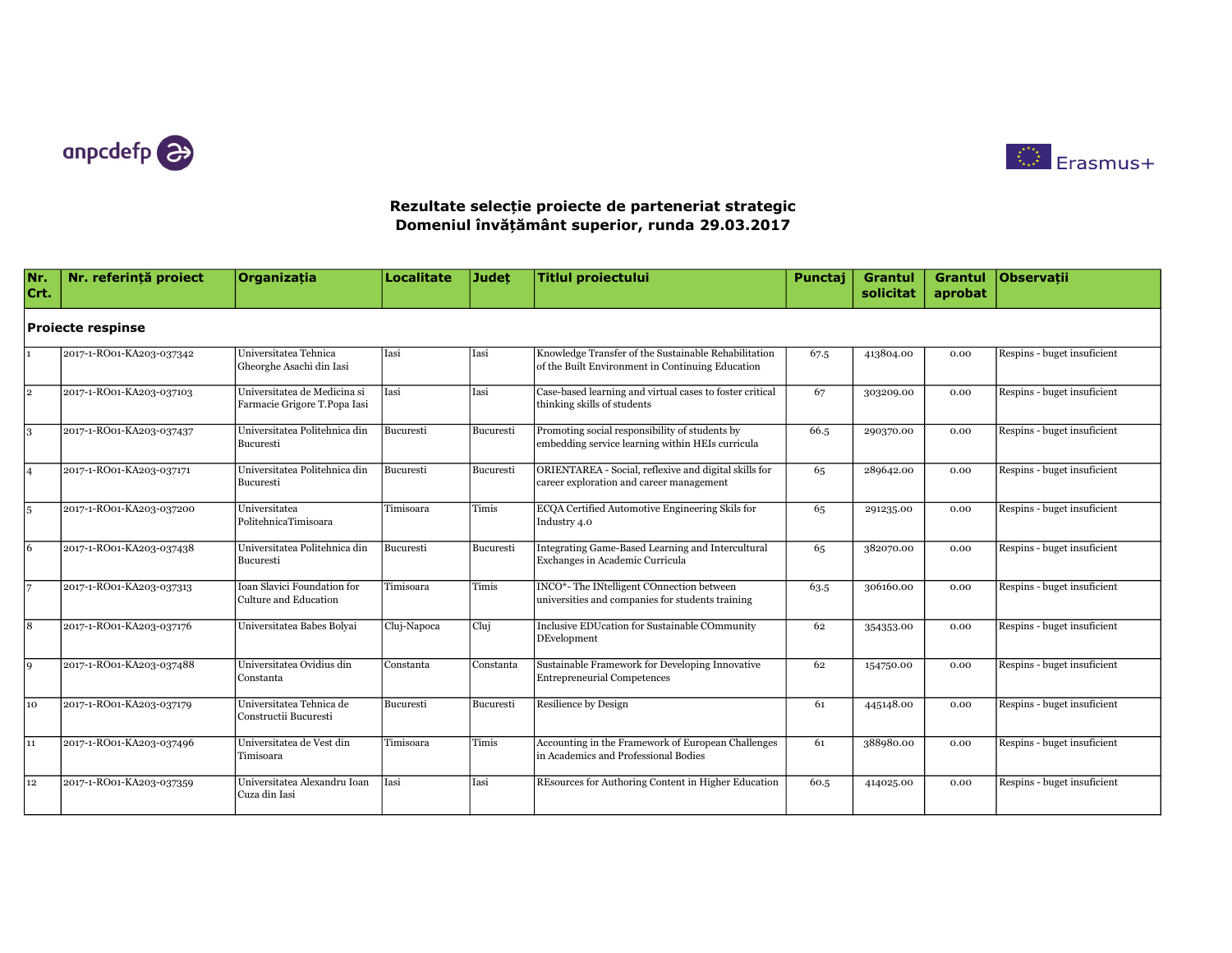# Rezultate selecție proiecte de parteneriat strategic
# Domeniul învățământ superior, runda 29.03.2017

| Nr. Crt. | Nr. referință proiect | Organizația | Localitate | Județ | Titlul proiectului | Punctaj | Grantul solicitat | Grantul aprobat | Observații |
|---|---|---|---|---|---|---|---|---|---|
| **Proiecte respinse** | | | | | | | | | |
| 1 | 2017-1-RO01-KA203-037342 | Universitatea Tehnica Gheorghe Asachi din Iasi | Iasi | Iasi | Knowledge Transfer of the Sustainable Rehabilitation of the Built Environment in Continuing Education | 67.5 | 413804.00 | 0.00 | Respins - buget insuficient |
| 2 | 2017-1-RO01-KA203-037103 | Universitatea de Medicina si Farmacie Grigore T.Popa Iasi | Iasi | Iasi | Case-based learning and virtual cases to foster critical thinking skills of students | 67 | 303209.00 | 0.00 | Respins - buget insuficient |
| 3 | 2017-1-RO01-KA203-037437 | Universitatea Politehnica din Bucuresti | Bucuresti | Bucuresti | Promoting social responsibility of students by embedding service learning within HEIs curricula | 66.5 | 290370.00 | 0.00 | Respins - buget insuficient |
| 4 | 2017-1-RO01-KA203-037171 | Universitatea Politehnica din Bucuresti | Bucuresti | Bucuresti | ORIENTAREA - Social, reflexive and digital skills for career exploration and career management | 65 | 289642.00 | 0.00 | Respins - buget insuficient |
| 5 | 2017-1-RO01-KA203-037200 | Universitatea PolitehnicaTimisoara | Timisoara | Timis | ECQA Certified Automotive Engineering Skils for Industry 4.0 | 65 | 291235.00 | 0.00 | Respins - buget insuficient |
| 6 | 2017-1-RO01-KA203-037438 | Universitatea Politehnica din Bucuresti | Bucuresti | Bucuresti | Integrating Game-Based Learning and Intercultural Exchanges in Academic Curricula | 65 | 382070.00 | 0.00 | Respins - buget insuficient |
| 7 | 2017-1-RO01-KA203-037313 | Ioan Slavici Foundation for Culture and Education | Timisoara | Timis | INCO*- The INtelligent COnnection between universities and companies for students training | 63.5 | 306160.00 | 0.00 | Respins - buget insuficient |
| 8 | 2017-1-RO01-KA203-037176 | Universitatea Babes Bolyai | Cluj-Napoca | Cluj | Inclusive EDUcation for Sustainable COmmunity DEvelopment | 62 | 354353.00 | 0.00 | Respins - buget insuficient |
| 9 | 2017-1-RO01-KA203-037488 | Universitatea Ovidius din Constanta | Constanta | Constanta | Sustainable Framework for Developing Innovative Entrepreneurial Competences | 62 | 154750.00 | 0.00 | Respins - buget insuficient |
| 10 | 2017-1-RO01-KA203-037179 | Universitatea Tehnica de Constructii Bucuresti | Bucuresti | Bucuresti | Resilience by Design | 61 | 445148.00 | 0.00 | Respins - buget insuficient |
| 11 | 2017-1-RO01-KA203-037496 | Universitatea de Vest din Timisoara | Timisoara | Timis | Accounting in the Framework of European Challenges in Academics and Professional Bodies | 61 | 388980.00 | 0.00 | Respins - buget insuficient |
| 12 | 2017-1-RO01-KA203-037359 | Universitatea Alexandru Ioan Cuza din Iasi | Iasi | Iasi | REsources for Authoring Content in Higher Education | 60.5 | 414025.00 | 0.00 | Respins - buget insuficient |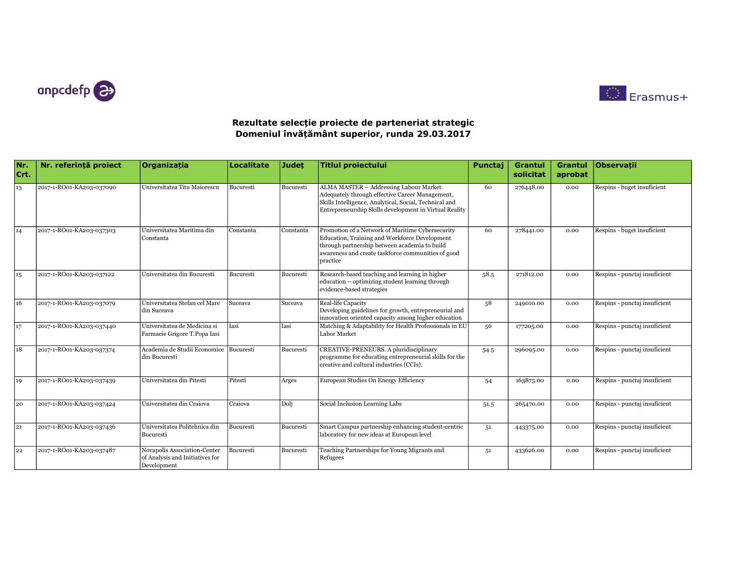**Rezultate selecție proiecte de parteneriat strategic**
**Domeniul învățământ superior, runda 29.03.2017**

| Nr. Crt. | Nr. referință proiect | Organizația | Localitate | Județ | Titlul proiectului | Punctaj | Grantul solicitat | Grantul aprobat | Observații |
|---|---|---|---|---|---|---|---|---|---|
| 13 | 2017-1-RO01-KA203-037090 | Universitatea Titu Maiorescu | Bucuresti | Bucuresti | ALMA MASTER – Addressing Labour Market Adequately through effective Career Management, Skills Intelligence, Analytical, Social, Technical and Entrepreneurship Skills development in Virtual Reality | 60 | 276448.00 | 0.00 | Respins - buget insuficient |
| 14 | 2017-1-RO01-KA203-037303 | Universitatea Maritima din Constanta | Constanta | Constanta | Promotion of a Network of Maritime Cybersecurity Education, Training and Workforce Development through partnership between academia to build awareness and create taskforce communities of good practice | 60 | 278441.00 | 0.00 | Respins - buget insuficient |
| 15 | 2017-1-RO01-KA203-037122 | Universitatea din Bucuresti | Bucuresti | Bucuresti | Research-based teaching and learning in higher education – optimizing student learning through evidence-based strategies | 58.5 | 271812.00 | 0.00 | Respins - punctaj insuficient |
| 16 | 2017-1-RO01-KA203-037079 | Universitatea Stefan cel Mare din Suceava | Suceava | Suceava | Real-life Capacity Developing guidelines for growth, entrepreneurial and innovation oriented capacity among higher education | 58 | 249010.00 | 0.00 | Respins - punctaj insuficient |
| 17 | 2017-1-RO01-KA203-037440 | Universitatea de Medicina si Farmacie Grigore T.Popa Iasi | Iasi | Iasi | Matching & Adaptability for Health Professionals in EU Labor Market | 56 | 177205.00 | 0.00 | Respins - punctaj insuficient |
| 18 | 2017-1-RO01-KA203-037374 | Academia de Studii Economice din Bucuresti | Bucuresti | Bucuresti | CREATIVE-PRENEURS. A pluridisciplinary programme for educating entrepreneurial skills for the creative and cultural industries (CCIs). | 54.5 | 296095.00 | 0.00 | Respins - punctaj insuficient |
| 19 | 2017-1-RO01-KA203-037439 | Universitatea din Pitesti | Pitesti | Arges | European Studies On Energy Efficiency | 54 | 163875.00 | 0.00 | Respins - punctaj insuficient |
| 20 | 2017-1-RO01-KA203-037424 | Universitatea din Craiova | Craiova | Dolj | Social Inclusion Learning Labs | 51.5 | 265470.00 | 0.00 | Respins - punctaj insuficient |
| 21 | 2017-1-RO01-KA203-037436 | Universitatea Politehnica din Bucuresti | Bucuresti | Bucuresti | Smart Campus partnership enhancing student-centric laboratory for new ideas at European level | 51 | 443375.00 | 0.00 | Respins - punctaj insuficient |
| 22 | 2017-1-RO01-KA203-037487 | Novapolis Association-Center of Analysis and Initiatives for Development | Bucuresti | Bucuresti | Teaching Partnerships for Young Migrants and Refugees | 51 | 433626.00 | 0.00 | Respins - punctaj insuficient |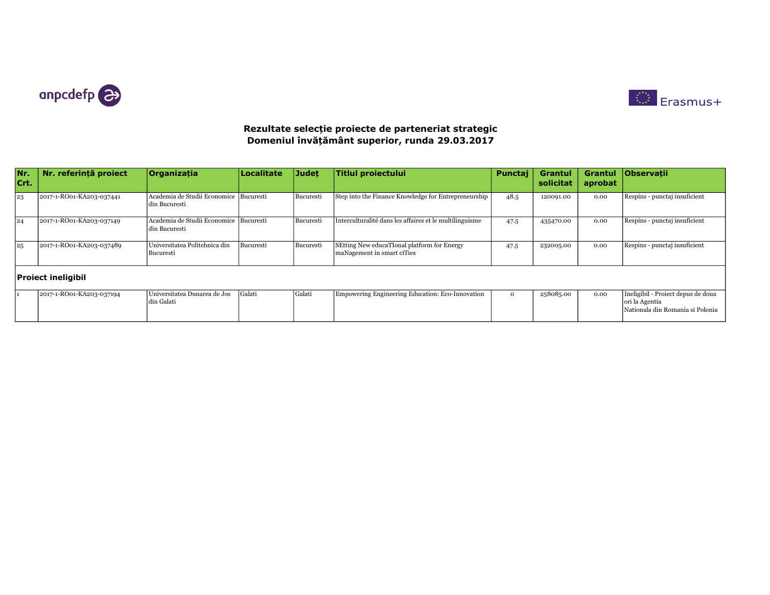anpcdefp

Erasmus+

## Rezultate selecție proiecte de parteneriat strategic
## Domeniul învățământ superior, runda 29.03.2017

| Nr. Crt. | Nr. referință proiect | Organizația | Localitate | Județ | Titlul proiectului | Punctaj | Grantul solicitat | Grantul aprobat | Observații |
|---|---|---|---|---|---|---|---|---|---|
| 23 | 2017-1-RO01-KA203-037441 | Academia de Studii Economice din Bucuresti | Bucuresti | Bucuresti | Step into the Finance Knowledge for Entrepreneurship | 48.5 | 120091.00 | 0.00 | Respins - punctaj insuficient |
| 24 | 2017-1-RO01-KA203-037149 | Academia de Studii Economice din Bucuresti | Bucuresti | Bucuresti | Interculturalité dans les affaires et le multilinguisme | 47.5 | 435470.00 | 0.00 | Respins - punctaj insuficient |
| 25 | 2017-1-RO01-KA203-037489 | Universitatea Politehnica din Bucuresti | Bucuresti | Bucuresti | SEtting New educaTIonal platform for Energy maNagement in smart ciTies | 47.5 | 232005.00 | 0.00 | Respins - punctaj insuficient |
| **Proiect ineligibil** | | | | | | | | | |
| 1 | 2017-1-RO01-KA203-037194 | Universitatea Dunarea de Jos din Galati | Galati | Galati | Empowering Engineering Education: Eco-Innovation | 0 | 258085.00 | 0.00 | Ineligibil - Proiect depus de doua ori la Agentia Nationala din Romania si Polonia |